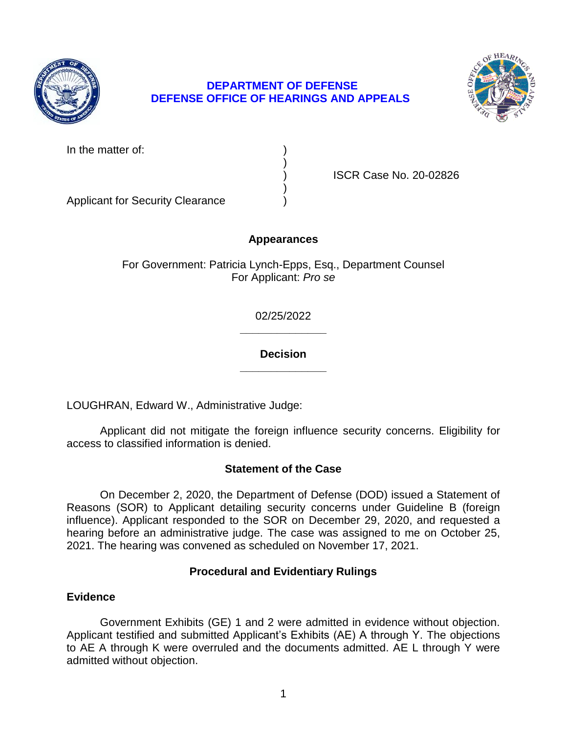**DEPARTMENT OF DEFENSE**
**DEFENSE OFFICE OF HEARINGS AND APPEALS**

In the matter of: )
)
) ISCR Case No. 20-02826
)
Applicant for Security Clearance )

## Appearances

For Government: Patricia Lynch-Epps, Esq., Department Counsel
For Applicant: *Pro se*

02/25/2022

---

## Decision

---

LOUGHRAN, Edward W., Administrative Judge:

Applicant did not mitigate the foreign influence security concerns. Eligibility for access to classified information is denied.

## Statement of the Case

On December 2, 2020, the Department of Defense (DOD) issued a Statement of Reasons (SOR) to Applicant detailing security concerns under Guideline B (foreign influence). Applicant responded to the SOR on December 29, 2020, and requested a hearing before an administrative judge. The case was assigned to me on October 25, 2021. The hearing was convened as scheduled on November 17, 2021.

## Procedural and Evidentiary Rulings

### Evidence

Government Exhibits (GE) 1 and 2 were admitted in evidence without objection. Applicant testified and submitted Applicant's Exhibits (AE) A through Y. The objections to AE A through K were overruled and the documents admitted. AE L through Y were admitted without objection.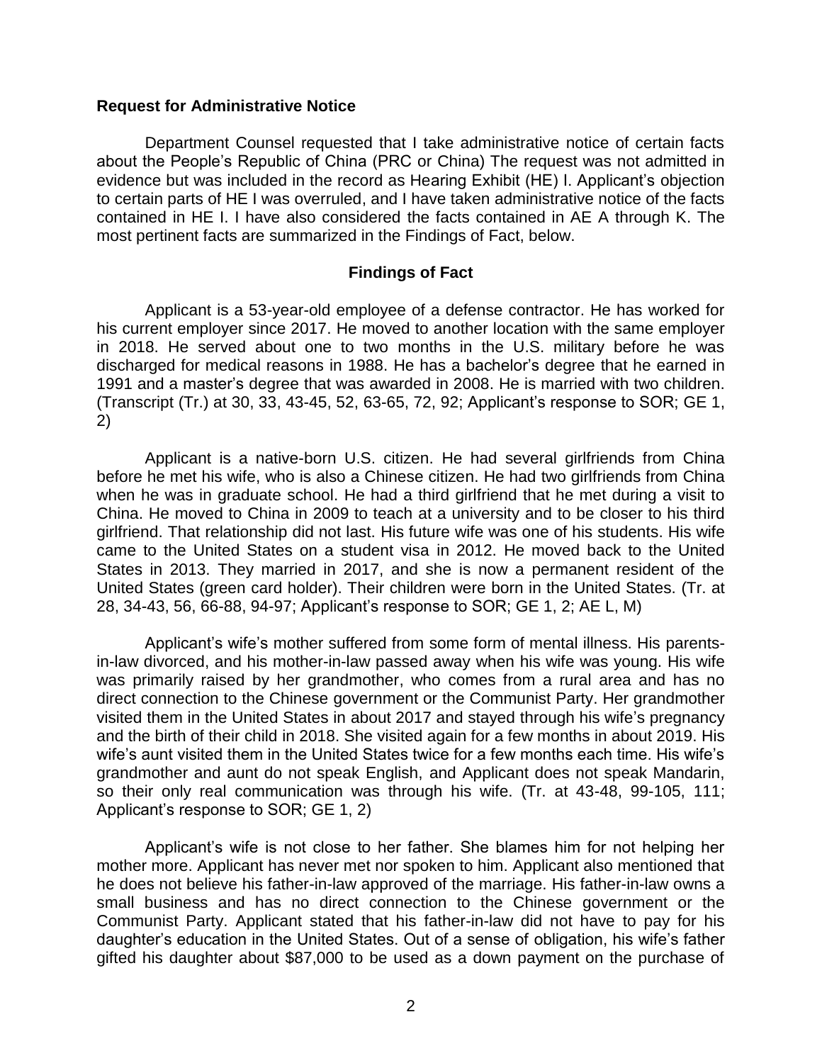**Request for Administrative Notice**

Department Counsel requested that I take administrative notice of certain facts about the People's Republic of China (PRC or China) The request was not admitted in evidence but was included in the record as Hearing Exhibit (HE) I. Applicant's objection to certain parts of HE I was overruled, and I have taken administrative notice of the facts contained in HE I. I have also considered the facts contained in AE A through K. The most pertinent facts are summarized in the Findings of Fact, below.

**Findings of Fact**

Applicant is a 53-year-old employee of a defense contractor. He has worked for his current employer since 2017. He moved to another location with the same employer in 2018. He served about one to two months in the U.S. military before he was discharged for medical reasons in 1988. He has a bachelor's degree that he earned in 1991 and a master's degree that was awarded in 2008. He is married with two children. (Transcript (Tr.) at 30, 33, 43-45, 52, 63-65, 72, 92; Applicant's response to SOR; GE 1, 2)

Applicant is a native-born U.S. citizen. He had several girlfriends from China before he met his wife, who is also a Chinese citizen. He had two girlfriends from China when he was in graduate school. He had a third girlfriend that he met during a visit to China. He moved to China in 2009 to teach at a university and to be closer to his third girlfriend. That relationship did not last. His future wife was one of his students. His wife came to the United States on a student visa in 2012. He moved back to the United States in 2013. They married in 2017, and she is now a permanent resident of the United States (green card holder). Their children were born in the United States. (Tr. at 28, 34-43, 56, 66-88, 94-97; Applicant's response to SOR; GE 1, 2; AE L, M)

Applicant's wife's mother suffered from some form of mental illness. His parents-in-law divorced, and his mother-in-law passed away when his wife was young. His wife was primarily raised by her grandmother, who comes from a rural area and has no direct connection to the Chinese government or the Communist Party. Her grandmother visited them in the United States in about 2017 and stayed through his wife's pregnancy and the birth of their child in 2018. She visited again for a few months in about 2019. His wife's aunt visited them in the United States twice for a few months each time. His wife's grandmother and aunt do not speak English, and Applicant does not speak Mandarin, so their only real communication was through his wife. (Tr. at 43-48, 99-105, 111; Applicant's response to SOR; GE 1, 2)

Applicant's wife is not close to her father. She blames him for not helping her mother more. Applicant has never met nor spoken to him. Applicant also mentioned that he does not believe his father-in-law approved of the marriage. His father-in-law owns a small business and has no direct connection to the Chinese government or the Communist Party. Applicant stated that his father-in-law did not have to pay for his daughter's education in the United States. Out of a sense of obligation, his wife's father gifted his daughter about $87,000 to be used as a down payment on the purchase of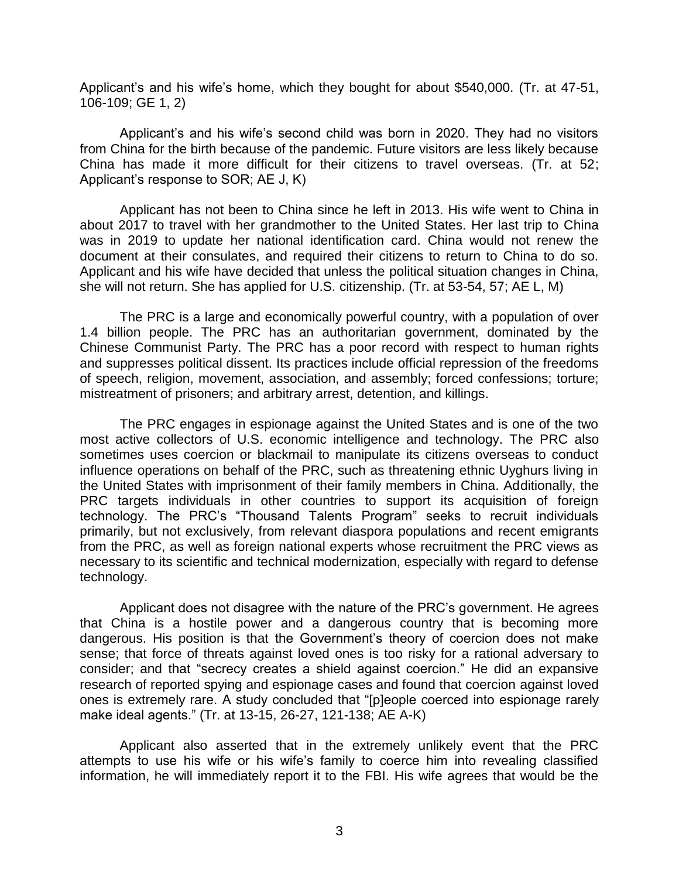Applicant's and his wife's home, which they bought for about $540,000. (Tr. at 47-51, 106-109; GE 1, 2)

Applicant's and his wife's second child was born in 2020. They had no visitors from China for the birth because of the pandemic. Future visitors are less likely because China has made it more difficult for their citizens to travel overseas. (Tr. at 52; Applicant's response to SOR; AE J, K)

Applicant has not been to China since he left in 2013. His wife went to China in about 2017 to travel with her grandmother to the United States. Her last trip to China was in 2019 to update her national identification card. China would not renew the document at their consulates, and required their citizens to return to China to do so. Applicant and his wife have decided that unless the political situation changes in China, she will not return. She has applied for U.S. citizenship. (Tr. at 53-54, 57; AE L, M)

The PRC is a large and economically powerful country, with a population of over 1.4 billion people. The PRC has an authoritarian government, dominated by the Chinese Communist Party. The PRC has a poor record with respect to human rights and suppresses political dissent. Its practices include official repression of the freedoms of speech, religion, movement, association, and assembly; forced confessions; torture; mistreatment of prisoners; and arbitrary arrest, detention, and killings.

The PRC engages in espionage against the United States and is one of the two most active collectors of U.S. economic intelligence and technology. The PRC also sometimes uses coercion or blackmail to manipulate its citizens overseas to conduct influence operations on behalf of the PRC, such as threatening ethnic Uyghurs living in the United States with imprisonment of their family members in China. Additionally, the PRC targets individuals in other countries to support its acquisition of foreign technology. The PRC's "Thousand Talents Program" seeks to recruit individuals primarily, but not exclusively, from relevant diaspora populations and recent emigrants from the PRC, as well as foreign national experts whose recruitment the PRC views as necessary to its scientific and technical modernization, especially with regard to defense technology.

Applicant does not disagree with the nature of the PRC's government. He agrees that China is a hostile power and a dangerous country that is becoming more dangerous. His position is that the Government's theory of coercion does not make sense; that force of threats against loved ones is too risky for a rational adversary to consider; and that "secrecy creates a shield against coercion." He did an expansive research of reported spying and espionage cases and found that coercion against loved ones is extremely rare. A study concluded that "[p]eople coerced into espionage rarely make ideal agents." (Tr. at 13-15, 26-27, 121-138; AE A-K)

Applicant also asserted that in the extremely unlikely event that the PRC attempts to use his wife or his wife's family to coerce him into revealing classified information, he will immediately report it to the FBI. His wife agrees that would be the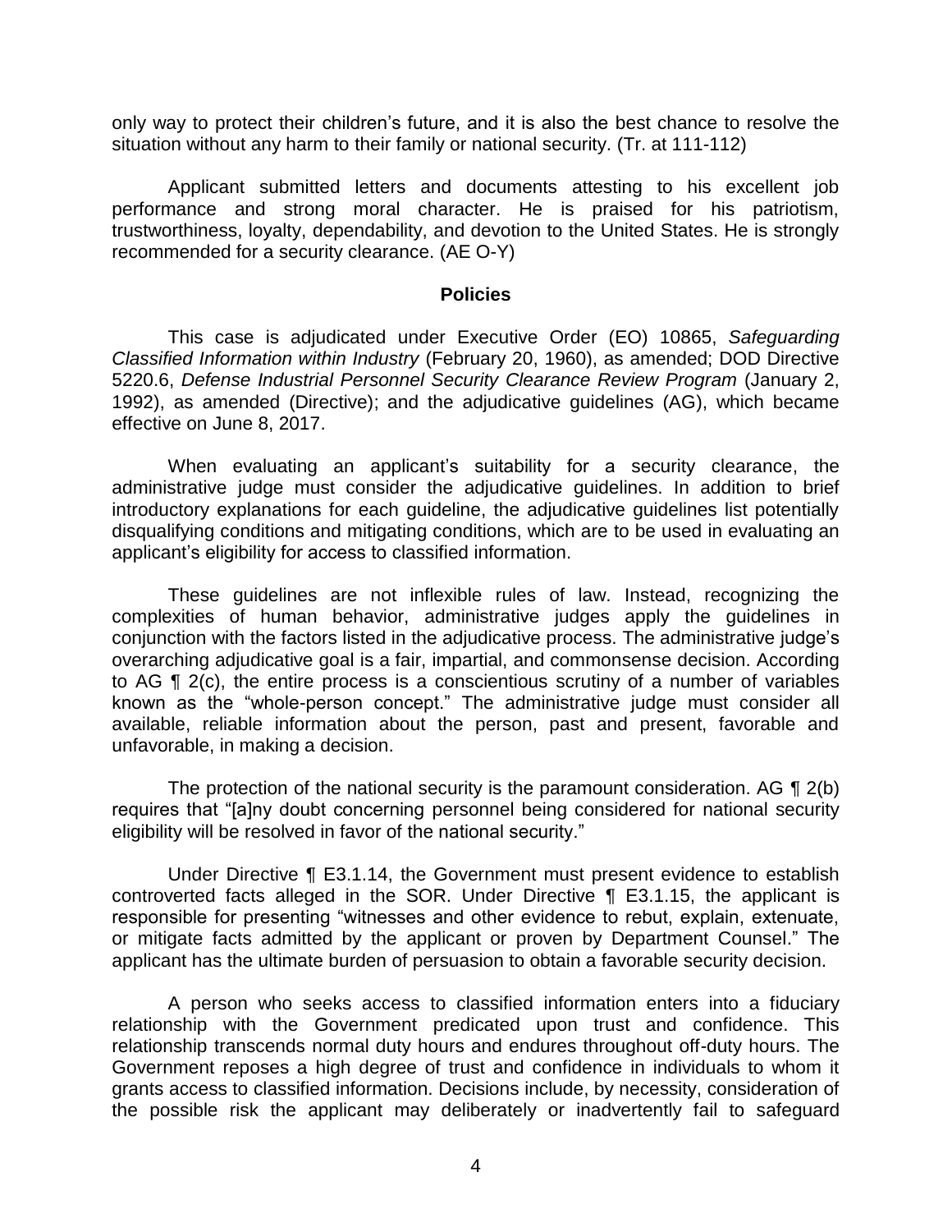only way to protect their children's future, and it is also the best chance to resolve the situation without any harm to their family or national security. (Tr. at 111-112)

Applicant submitted letters and documents attesting to his excellent job performance and strong moral character. He is praised for his patriotism, trustworthiness, loyalty, dependability, and devotion to the United States. He is strongly recommended for a security clearance. (AE O-Y)

## Policies

This case is adjudicated under Executive Order (EO) 10865, *Safeguarding Classified Information within Industry* (February 20, 1960), as amended; DOD Directive 5220.6, *Defense Industrial Personnel Security Clearance Review Program* (January 2, 1992), as amended (Directive); and the adjudicative guidelines (AG), which became effective on June 8, 2017.

When evaluating an applicant's suitability for a security clearance, the administrative judge must consider the adjudicative guidelines. In addition to brief introductory explanations for each guideline, the adjudicative guidelines list potentially disqualifying conditions and mitigating conditions, which are to be used in evaluating an applicant's eligibility for access to classified information.

These guidelines are not inflexible rules of law. Instead, recognizing the complexities of human behavior, administrative judges apply the guidelines in conjunction with the factors listed in the adjudicative process. The administrative judge's overarching adjudicative goal is a fair, impartial, and commonsense decision. According to AG ¶ 2(c), the entire process is a conscientious scrutiny of a number of variables known as the "whole-person concept." The administrative judge must consider all available, reliable information about the person, past and present, favorable and unfavorable, in making a decision.

The protection of the national security is the paramount consideration. AG ¶ 2(b) requires that "[a]ny doubt concerning personnel being considered for national security eligibility will be resolved in favor of the national security."

Under Directive ¶ E3.1.14, the Government must present evidence to establish controverted facts alleged in the SOR. Under Directive ¶ E3.1.15, the applicant is responsible for presenting "witnesses and other evidence to rebut, explain, extenuate, or mitigate facts admitted by the applicant or proven by Department Counsel." The applicant has the ultimate burden of persuasion to obtain a favorable security decision.

A person who seeks access to classified information enters into a fiduciary relationship with the Government predicated upon trust and confidence. This relationship transcends normal duty hours and endures throughout off-duty hours. The Government reposes a high degree of trust and confidence in individuals to whom it grants access to classified information. Decisions include, by necessity, consideration of the possible risk the applicant may deliberately or inadvertently fail to safeguard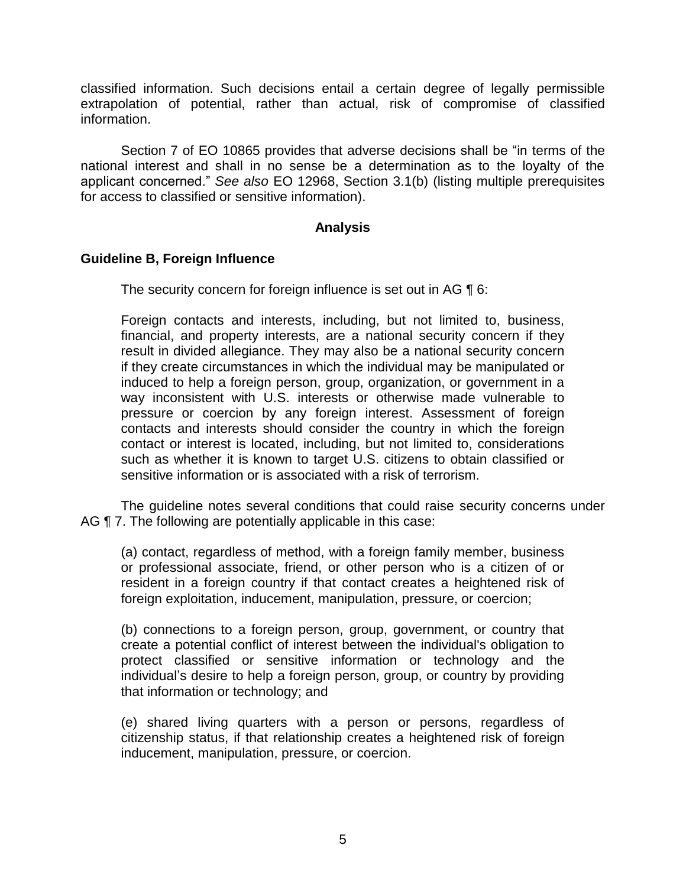classified information. Such decisions entail a certain degree of legally permissible extrapolation of potential, rather than actual, risk of compromise of classified information.

Section 7 of EO 10865 provides that adverse decisions shall be "in terms of the national interest and shall in no sense be a determination as to the loyalty of the applicant concerned." *See also* EO 12968, Section 3.1(b) (listing multiple prerequisites for access to classified or sensitive information).

## Analysis

### Guideline B, Foreign Influence

The security concern for foreign influence is set out in AG ¶ 6:

> Foreign contacts and interests, including, but not limited to, business, financial, and property interests, are a national security concern if they result in divided allegiance. They may also be a national security concern if they create circumstances in which the individual may be manipulated or induced to help a foreign person, group, organization, or government in a way inconsistent with U.S. interests or otherwise made vulnerable to pressure or coercion by any foreign interest. Assessment of foreign contacts and interests should consider the country in which the foreign contact or interest is located, including, but not limited to, considerations such as whether it is known to target U.S. citizens to obtain classified or sensitive information or is associated with a risk of terrorism.

The guideline notes several conditions that could raise security concerns under AG ¶ 7. The following are potentially applicable in this case:

> (a) contact, regardless of method, with a foreign family member, business or professional associate, friend, or other person who is a citizen of or resident in a foreign country if that contact creates a heightened risk of foreign exploitation, inducement, manipulation, pressure, or coercion;
>
> (b) connections to a foreign person, group, government, or country that create a potential conflict of interest between the individual's obligation to protect classified or sensitive information or technology and the individual's desire to help a foreign person, group, or country by providing that information or technology; and
>
> (e) shared living quarters with a person or persons, regardless of citizenship status, if that relationship creates a heightened risk of foreign inducement, manipulation, pressure, or coercion.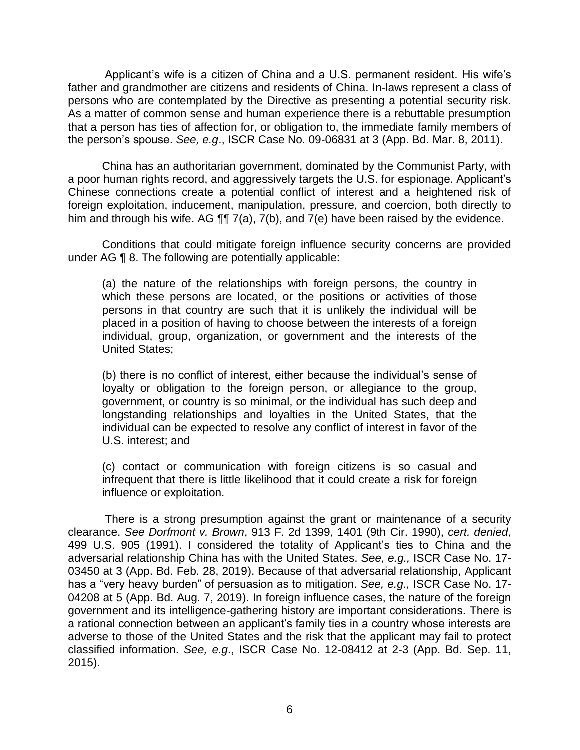Applicant's wife is a citizen of China and a U.S. permanent resident. His wife's father and grandmother are citizens and residents of China. In-laws represent a class of persons who are contemplated by the Directive as presenting a potential security risk. As a matter of common sense and human experience there is a rebuttable presumption that a person has ties of affection for, or obligation to, the immediate family members of the person's spouse. *See, e.g*., ISCR Case No. 09-06831 at 3 (App. Bd. Mar. 8, 2011).

China has an authoritarian government, dominated by the Communist Party, with a poor human rights record, and aggressively targets the U.S. for espionage. Applicant's Chinese connections create a potential conflict of interest and a heightened risk of foreign exploitation, inducement, manipulation, pressure, and coercion, both directly to him and through his wife. AG ¶¶ 7(a), 7(b), and 7(e) have been raised by the evidence.

Conditions that could mitigate foreign influence security concerns are provided under AG ¶ 8. The following are potentially applicable:

> (a) the nature of the relationships with foreign persons, the country in which these persons are located, or the positions or activities of those persons in that country are such that it is unlikely the individual will be placed in a position of having to choose between the interests of a foreign individual, group, organization, or government and the interests of the United States;
>
> (b) there is no conflict of interest, either because the individual's sense of loyalty or obligation to the foreign person, or allegiance to the group, government, or country is so minimal, or the individual has such deep and longstanding relationships and loyalties in the United States, that the individual can be expected to resolve any conflict of interest in favor of the U.S. interest; and
>
> (c) contact or communication with foreign citizens is so casual and infrequent that there is little likelihood that it could create a risk for foreign influence or exploitation.

There is a strong presumption against the grant or maintenance of a security clearance. *See Dorfmont v. Brown*, 913 F. 2d 1399, 1401 (9th Cir. 1990), *cert. denied*, 499 U.S. 905 (1991). I considered the totality of Applicant's ties to China and the adversarial relationship China has with the United States. *See, e.g.,* ISCR Case No. 17-03450 at 3 (App. Bd. Feb. 28, 2019). Because of that adversarial relationship, Applicant has a "very heavy burden" of persuasion as to mitigation. *See, e.g.,* ISCR Case No. 17-04208 at 5 (App. Bd. Aug. 7, 2019). In foreign influence cases, the nature of the foreign government and its intelligence-gathering history are important considerations. There is a rational connection between an applicant's family ties in a country whose interests are adverse to those of the United States and the risk that the applicant may fail to protect classified information. *See, e.g*., ISCR Case No. 12-08412 at 2-3 (App. Bd. Sep. 11, 2015).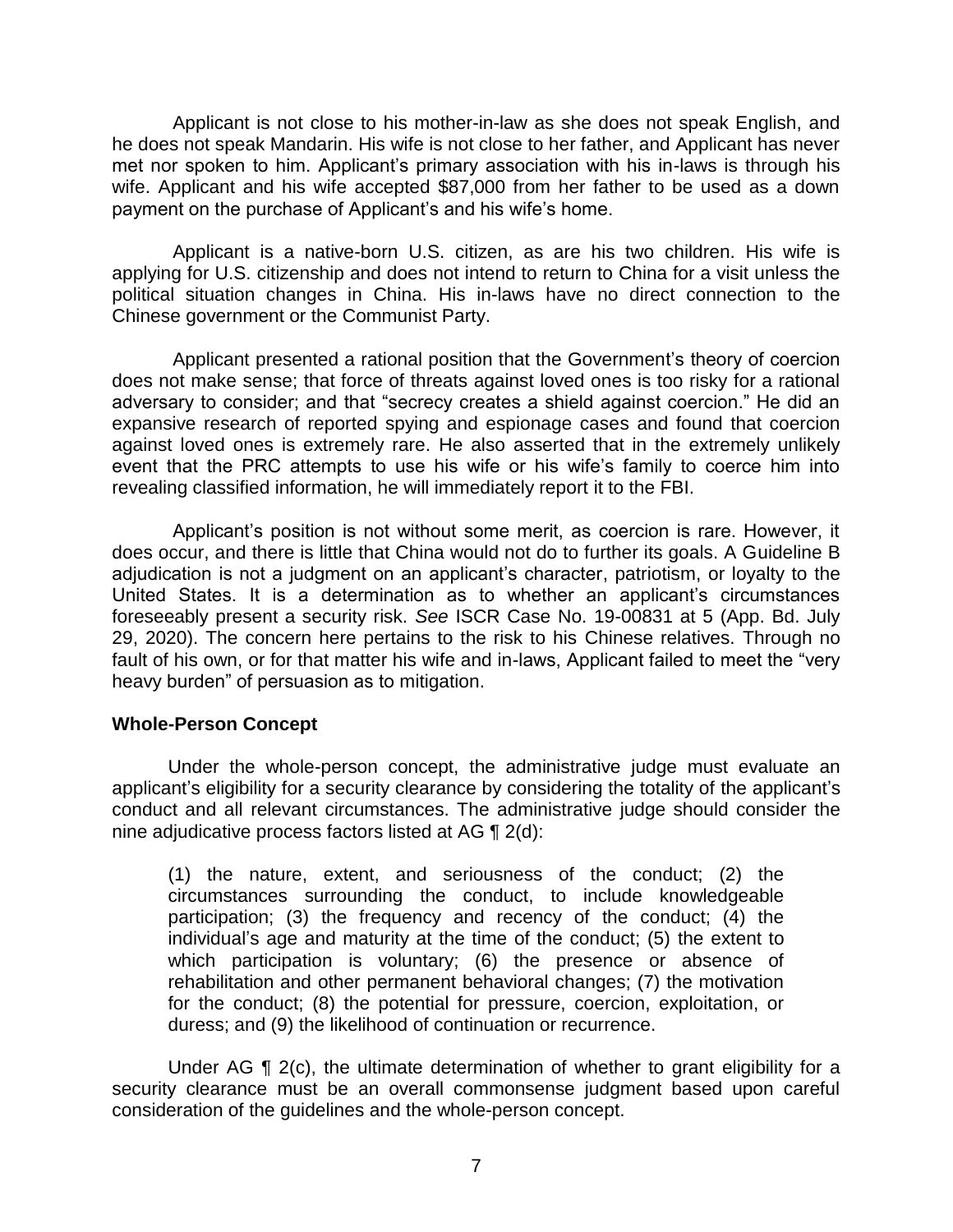Applicant is not close to his mother-in-law as she does not speak English, and he does not speak Mandarin. His wife is not close to her father, and Applicant has never met nor spoken to him. Applicant's primary association with his in-laws is through his wife. Applicant and his wife accepted $87,000 from her father to be used as a down payment on the purchase of Applicant's and his wife's home.

Applicant is a native-born U.S. citizen, as are his two children. His wife is applying for U.S. citizenship and does not intend to return to China for a visit unless the political situation changes in China. His in-laws have no direct connection to the Chinese government or the Communist Party.

Applicant presented a rational position that the Government's theory of coercion does not make sense; that force of threats against loved ones is too risky for a rational adversary to consider; and that "secrecy creates a shield against coercion." He did an expansive research of reported spying and espionage cases and found that coercion against loved ones is extremely rare. He also asserted that in the extremely unlikely event that the PRC attempts to use his wife or his wife's family to coerce him into revealing classified information, he will immediately report it to the FBI.

Applicant's position is not without some merit, as coercion is rare. However, it does occur, and there is little that China would not do to further its goals. A Guideline B adjudication is not a judgment on an applicant's character, patriotism, or loyalty to the United States. It is a determination as to whether an applicant's circumstances foreseeably present a security risk. *See* ISCR Case No. 19-00831 at 5 (App. Bd. July 29, 2020). The concern here pertains to the risk to his Chinese relatives. Through no fault of his own, or for that matter his wife and in-laws, Applicant failed to meet the "very heavy burden" of persuasion as to mitigation.

**Whole-Person Concept**

Under the whole-person concept, the administrative judge must evaluate an applicant's eligibility for a security clearance by considering the totality of the applicant's conduct and all relevant circumstances. The administrative judge should consider the nine adjudicative process factors listed at AG ¶ 2(d):

> (1) the nature, extent, and seriousness of the conduct; (2) the circumstances surrounding the conduct, to include knowledgeable participation; (3) the frequency and recency of the conduct; (4) the individual's age and maturity at the time of the conduct; (5) the extent to which participation is voluntary; (6) the presence or absence of rehabilitation and other permanent behavioral changes; (7) the motivation for the conduct; (8) the potential for pressure, coercion, exploitation, or duress; and (9) the likelihood of continuation or recurrence.

Under AG ¶ 2(c), the ultimate determination of whether to grant eligibility for a security clearance must be an overall commonsense judgment based upon careful consideration of the guidelines and the whole-person concept.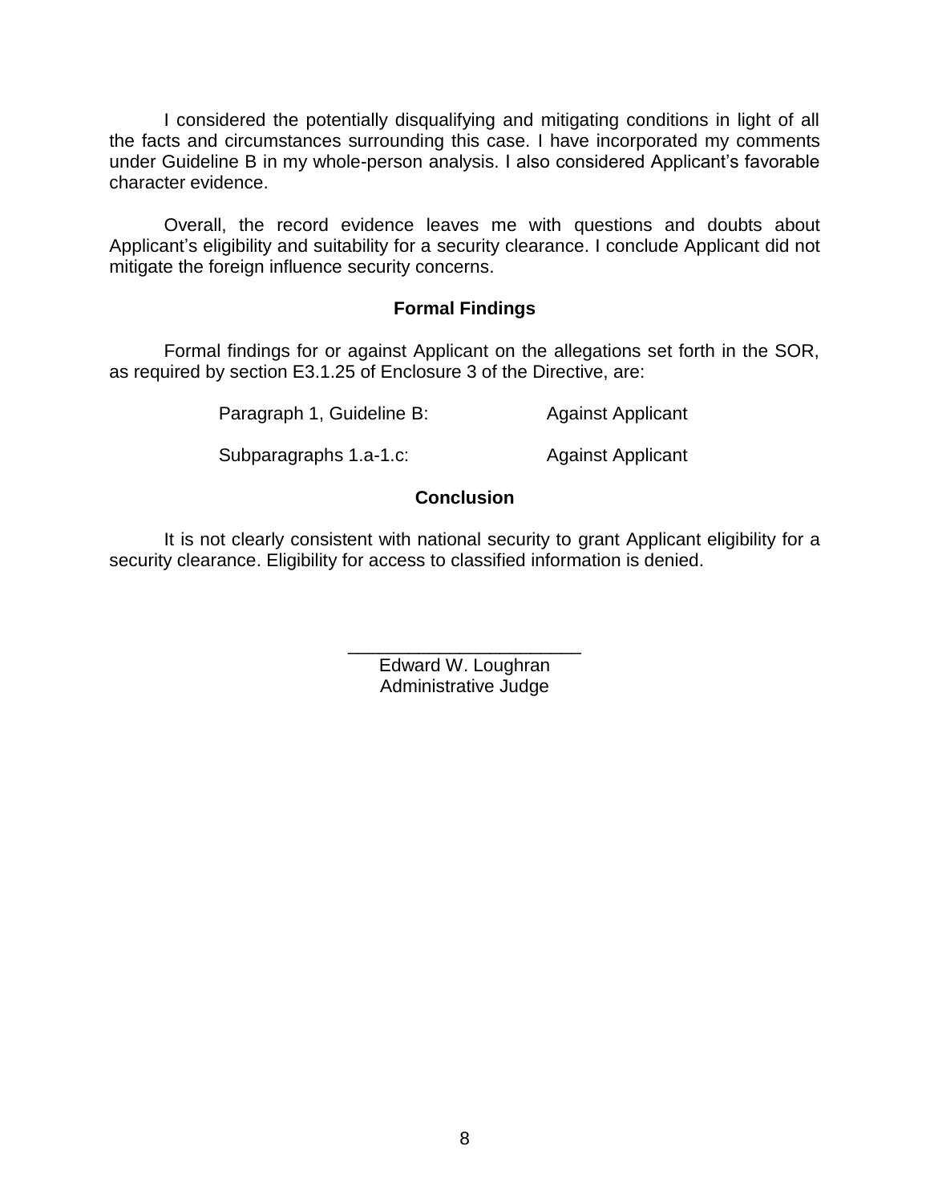I considered the potentially disqualifying and mitigating conditions in light of all the facts and circumstances surrounding this case. I have incorporated my comments under Guideline B in my whole-person analysis. I also considered Applicant's favorable character evidence.

Overall, the record evidence leaves me with questions and doubts about Applicant's eligibility and suitability for a security clearance. I conclude Applicant did not mitigate the foreign influence security concerns.

## Formal Findings

Formal findings for or against Applicant on the allegations set forth in the SOR, as required by section E3.1.25 of Enclosure 3 of the Directive, are:

| | |
|---|---|
| Paragraph 1, Guideline B: | Against Applicant |
| Subparagraphs 1.a-1.c: | Against Applicant |

## Conclusion

It is not clearly consistent with national security to grant Applicant eligibility for a security clearance. Eligibility for access to classified information is denied.

______________________
Edward W. Loughran
Administrative Judge